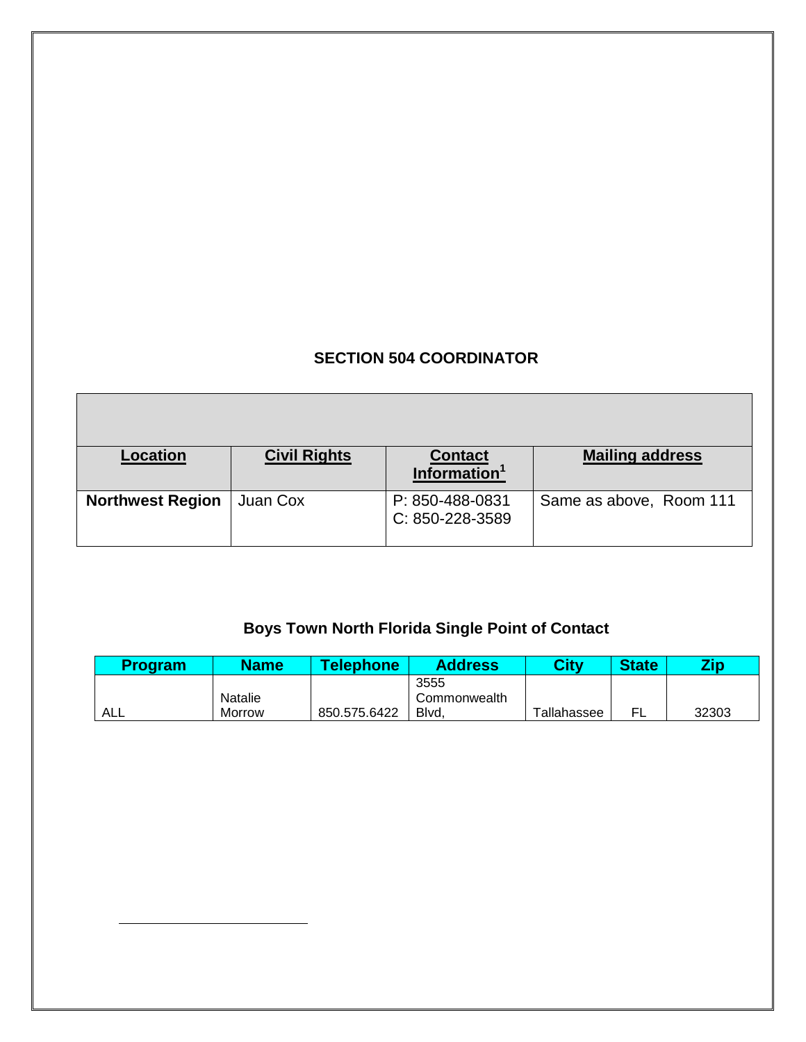## SECTION 504 COORDINATOR

| Location | Civil Rights | Contact Information[1] | Mailing address |
|---|---|---|---|
| **Northwest Region** | Juan Cox | P: 850-488-0831<br>C: 850-228-3589 | Same as above, Room 111 |

## Boys Town North Florida Single Point of Contact

| Program | Name | Telephone | Address | City | State | Zip |
|---|---|---|---|---|---|---|
| ALL | Natalie Morrow | 850.575.6422 | 3555 Commonwealth Blvd, | Tallahassee | FL | 32303 |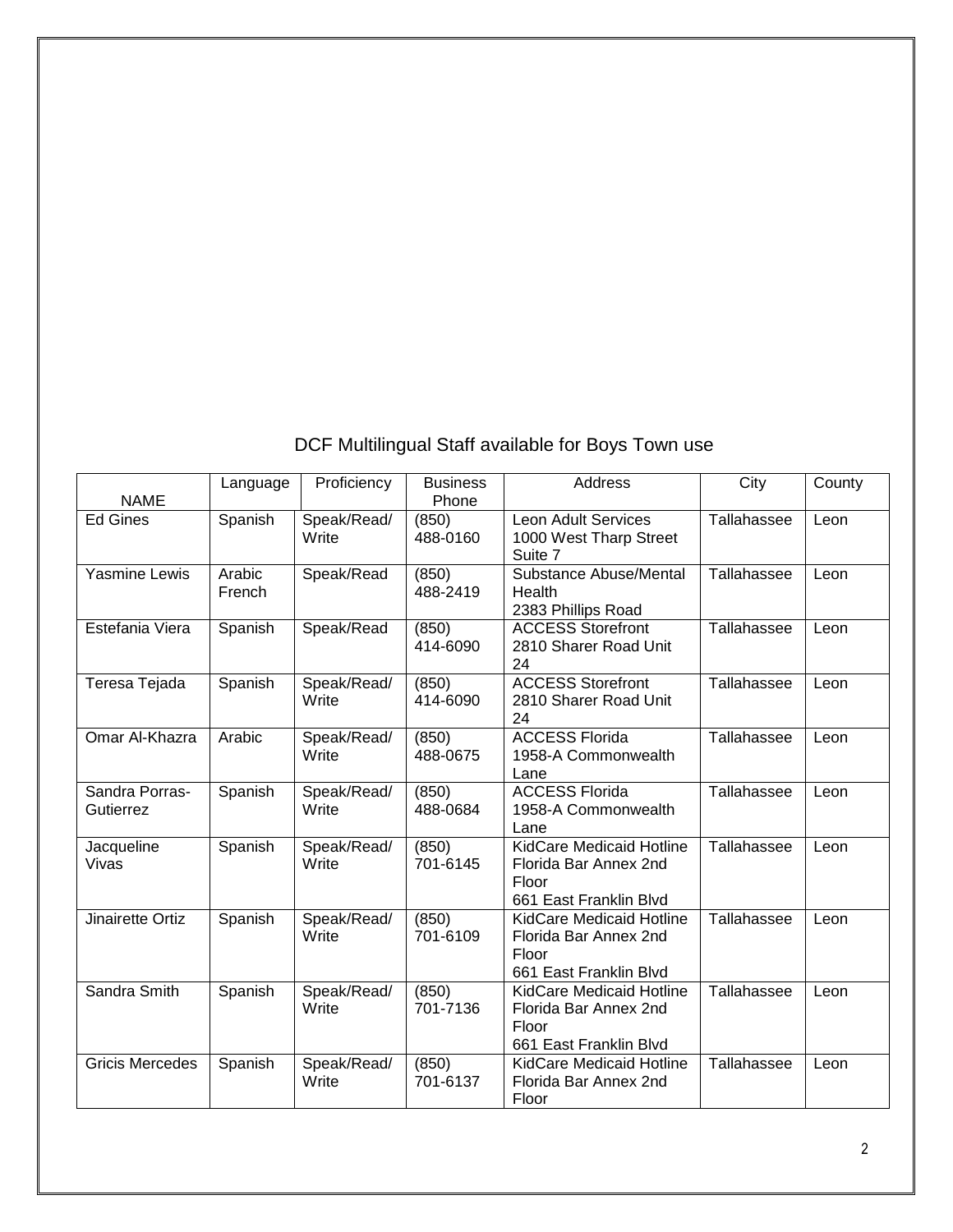DCF Multilingual Staff available for Boys Town use

| NAME | Language | Proficiency | Business Phone | Address | City | County |
|---|---|---|---|---|---|---|
| Ed Gines | Spanish | Speak/Read/ Write | (850) 488-0160 | Leon Adult Services 1000 West Tharp Street Suite 7 | Tallahassee | Leon |
| Yasmine Lewis | Arabic French | Speak/Read | (850) 488-2419 | Substance Abuse/Mental Health 2383 Phillips Road | Tallahassee | Leon |
| Estefania Viera | Spanish | Speak/Read | (850) 414-6090 | ACCESS Storefront 2810 Sharer Road Unit 24 | Tallahassee | Leon |
| Teresa Tejada | Spanish | Speak/Read/ Write | (850) 414-6090 | ACCESS Storefront 2810 Sharer Road Unit 24 | Tallahassee | Leon |
| Omar Al-Khazra | Arabic | Speak/Read/ Write | (850) 488-0675 | ACCESS Florida 1958-A Commonwealth Lane | Tallahassee | Leon |
| Sandra Porras-Gutierrez | Spanish | Speak/Read/ Write | (850) 488-0684 | ACCESS Florida 1958-A Commonwealth Lane | Tallahassee | Leon |
| Jacqueline Vivas | Spanish | Speak/Read/ Write | (850) 701-6145 | KidCare Medicaid Hotline Florida Bar Annex 2nd Floor 661 East Franklin Blvd | Tallahassee | Leon |
| Jinairette Ortiz | Spanish | Speak/Read/ Write | (850) 701-6109 | KidCare Medicaid Hotline Florida Bar Annex 2nd Floor 661 East Franklin Blvd | Tallahassee | Leon |
| Sandra Smith | Spanish | Speak/Read/ Write | (850) 701-7136 | KidCare Medicaid Hotline Florida Bar Annex 2nd Floor 661 East Franklin Blvd | Tallahassee | Leon |
| Gricis Mercedes | Spanish | Speak/Read/ Write | (850) 701-6137 | KidCare Medicaid Hotline Florida Bar Annex 2nd Floor | Tallahassee | Leon |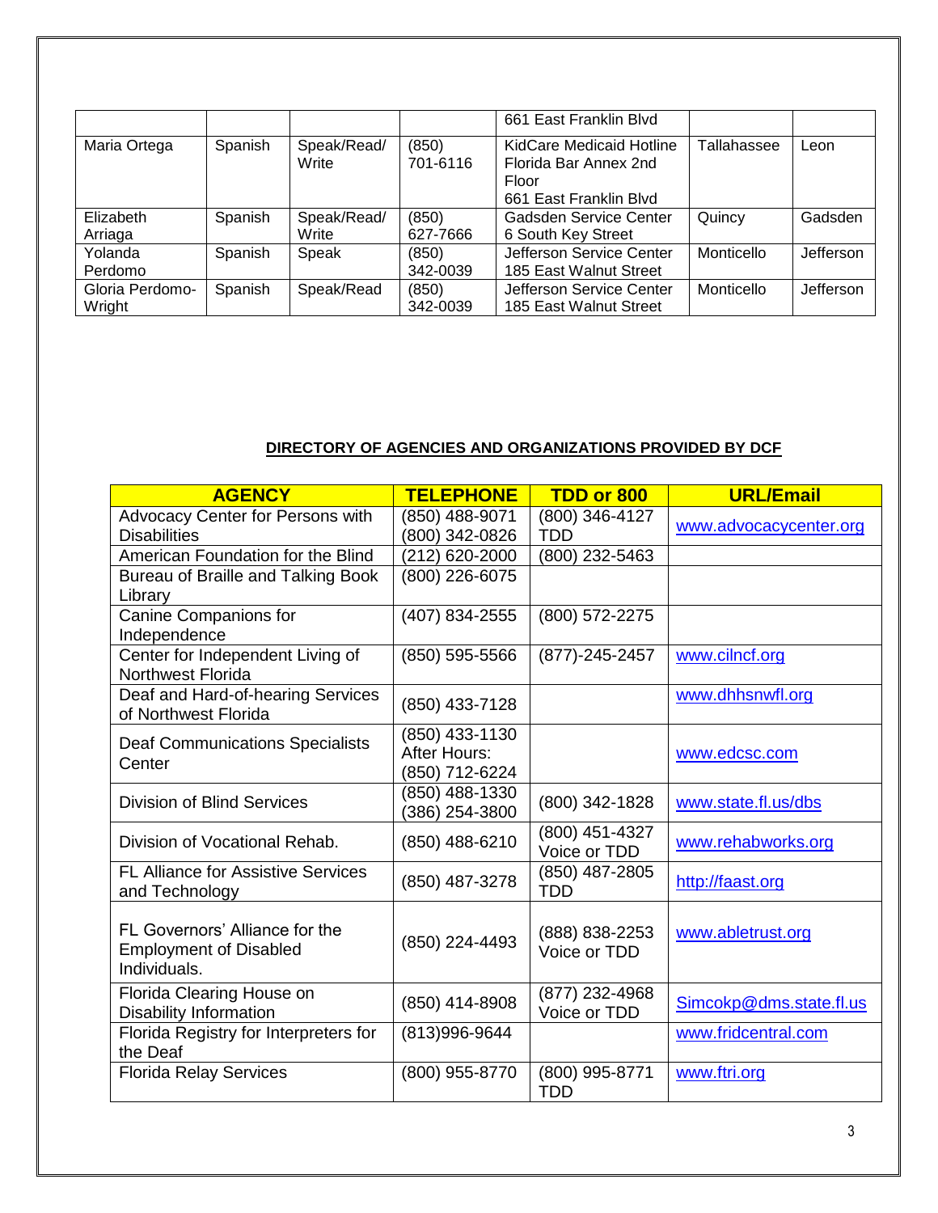| | | | | | | |
|---|---|---|---|---|---|---|
| | | | | 661 East Franklin Blvd | | |
| Maria Ortega | Spanish | Speak/Read/ Write | (850) 701-6116 | KidCare Medicaid Hotline Florida Bar Annex 2nd Floor 661 East Franklin Blvd | Tallahassee | Leon |
| Elizabeth Arriaga | Spanish | Speak/Read/ Write | (850) 627-7666 | Gadsden Service Center 6 South Key Street | Quincy | Gadsden |
| Yolanda Perdomo | Spanish | Speak | (850) 342-0039 | Jefferson Service Center 185 East Walnut Street | Monticello | Jefferson |
| Gloria Perdomo-Wright | Spanish | Speak/Read | (850) 342-0039 | Jefferson Service Center 185 East Walnut Street | Monticello | Jefferson |

## DIRECTORY OF AGENCIES AND ORGANIZATIONS PROVIDED BY DCF

| AGENCY | TELEPHONE | TDD or 800 | URL/Email |
|---|---|---|---|
| Advocacy Center for Persons with Disabilities | (850) 488-9071 (800) 342-0826 | (800) 346-4127 TDD | www.advocacycenter.org |
| American Foundation for the Blind | (212) 620-2000 | (800) 232-5463 | |
| Bureau of Braille and Talking Book Library | (800) 226-6075 | | |
| Canine Companions for Independence | (407) 834-2555 | (800) 572-2275 | |
| Center for Independent Living of Northwest Florida | (850) 595-5566 | (877)-245-2457 | www.cilncf.org |
| Deaf and Hard-of-hearing Services of Northwest Florida | (850) 433-7128 | | www.dhhsnwfl.org |
| Deaf Communications Specialists Center | (850) 433-1130 After Hours: (850) 712-6224 | | www.edcsc.com |
| Division of Blind Services | (850) 488-1330 (386) 254-3800 | (800) 342-1828 | www.state.fl.us/dbs |
| Division of Vocational Rehab. | (850) 488-6210 | (800) 451-4327 Voice or TDD | www.rehabworks.org |
| FL Alliance for Assistive Services and Technology | (850) 487-3278 | (850) 487-2805 TDD | http://faast.org |
| FL Governors' Alliance for the Employment of Disabled Individuals. | (850) 224-4493 | (888) 838-2253 Voice or TDD | www.abletrust.org |
| Florida Clearing House on Disability Information | (850) 414-8908 | (877) 232-4968 Voice or TDD | Simcokp@dms.state.fl.us |
| Florida Registry for Interpreters for the Deaf | (813)996-9644 | | www.fridcentral.com |
| Florida Relay Services | (800) 955-8770 | (800) 995-8771 TDD | www.ftri.org |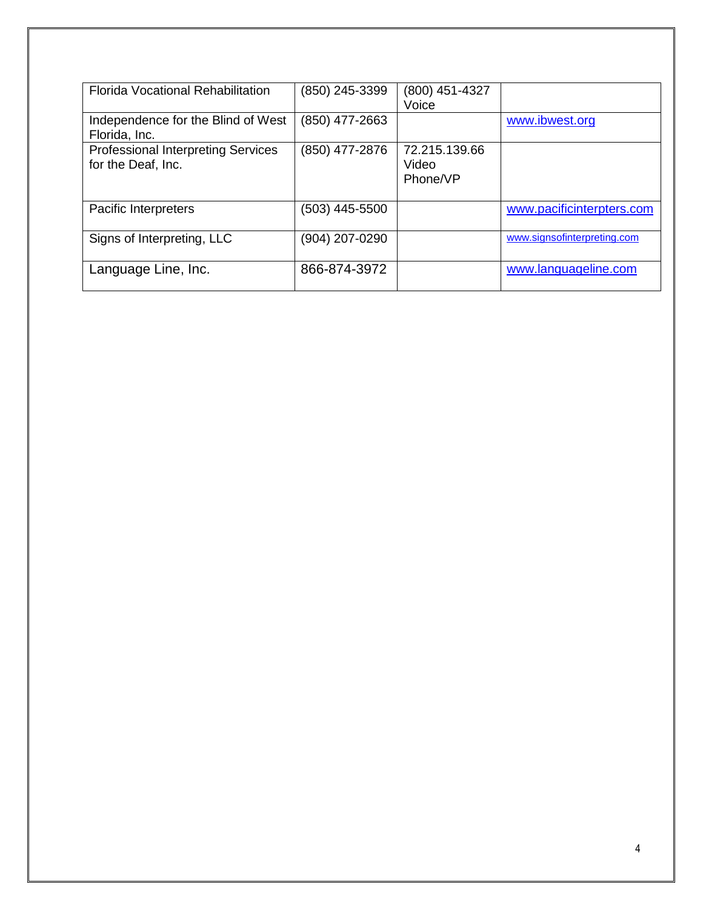| | | | |
|---|---|---|---|
| Florida Vocational Rehabilitation | (850) 245-3399 | (800) 451-4327 Voice | |
| Independence for the Blind of West Florida, Inc. | (850) 477-2663 | | www.ibwest.org |
| Professional Interpreting Services for the Deaf, Inc. | (850) 477-2876 | 72.215.139.66 Video Phone/VP | |
| Pacific Interpreters | (503) 445-5500 | | www.pacificinterpters.com |
| Signs of Interpreting, LLC | (904) 207-0290 | | www.signsofinterpreting.com |
| Language Line, Inc. | 866-874-3972 | | www.languageline.com |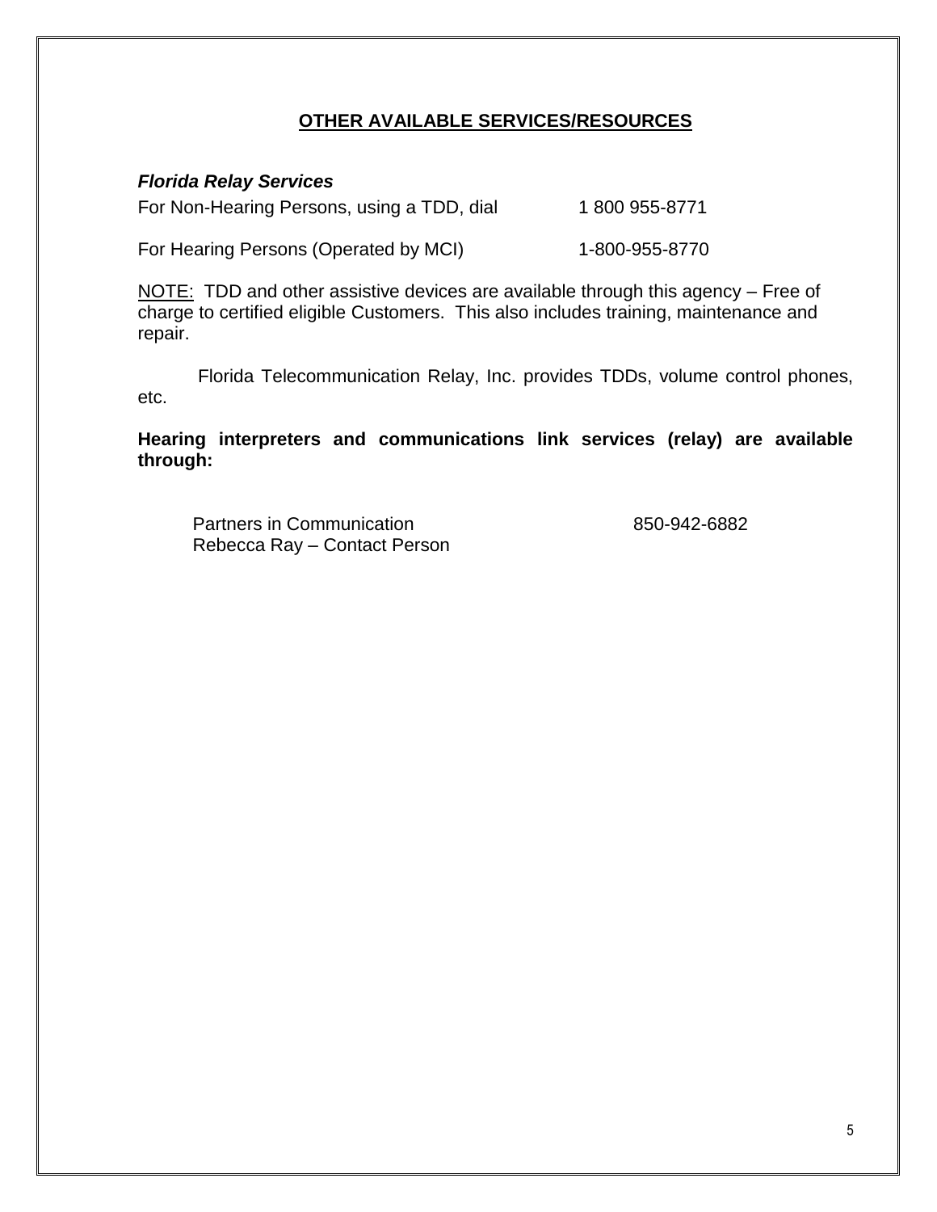## **OTHER AVAILABLE SERVICES/RESOURCES**

***Florida Relay Services***

For Non-Hearing Persons, using a TDD, dial 1 800 955-8771

For Hearing Persons (Operated by MCI) 1-800-955-8770

NOTE: TDD and other assistive devices are available through this agency – Free of charge to certified eligible Customers. This also includes training, maintenance and repair.

Florida Telecommunication Relay, Inc. provides TDDs, volume control phones, etc.

**Hearing interpreters and communications link services (relay) are available through:**

Partners in Communication 850-942-6882
Rebecca Ray – Contact Person